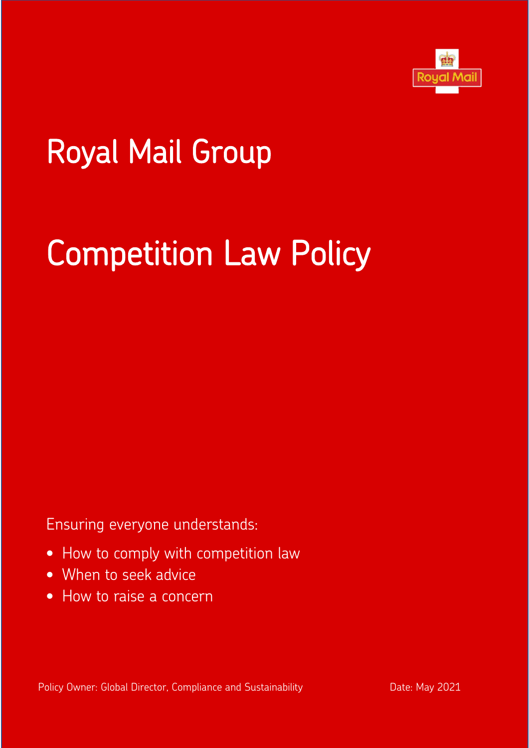# Royal Mail Group

# Competition Law Policy

Ensuring everyone understands:

- How to comply with competition law
- When to seek advice
- How to raise a concern

Policy Owner: Global Director, Compliance and Sustainability

Date: May 2021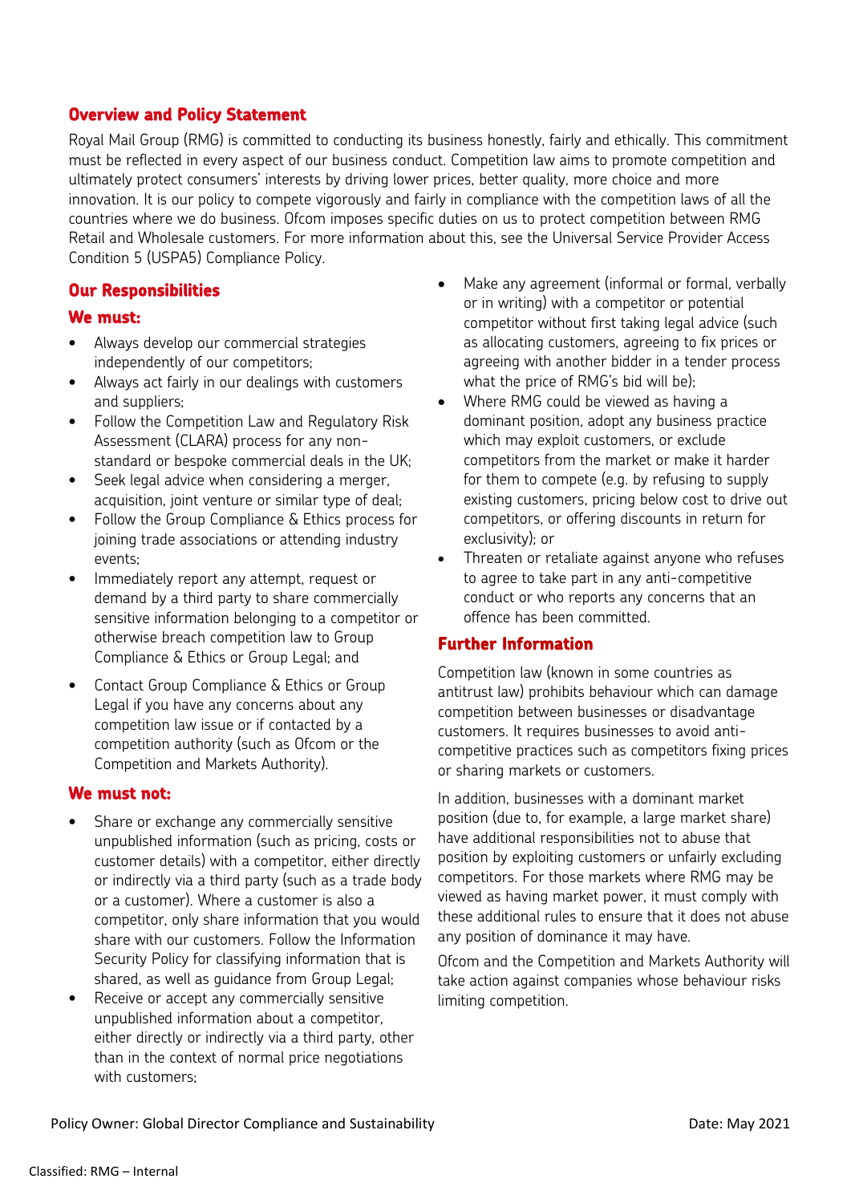## Overview and Policy Statement

Royal Mail Group (RMG) is committed to conducting its business honestly, fairly and ethically. This commitment must be reflected in every aspect of our business conduct. Competition law aims to promote competition and ultimately protect consumers' interests by driving lower prices, better quality, more choice and more innovation. It is our policy to compete vigorously and fairly in compliance with the competition laws of all the countries where we do business. Ofcom imposes specific duties on us to protect competition between RMG Retail and Wholesale customers. For more information about this, see the Universal Service Provider Access Condition 5 (USPA5) Compliance Policy.

## Our Responsibilities

### We must:

- Always develop our commercial strategies independently of our competitors;
- Always act fairly in our dealings with customers and suppliers;
- Follow the Competition Law and Regulatory Risk Assessment (CLARA) process for any non-standard or bespoke commercial deals in the UK;
- Seek legal advice when considering a merger, acquisition, joint venture or similar type of deal;
- Follow the Group Compliance & Ethics process for joining trade associations or attending industry events;
- Immediately report any attempt, request or demand by a third party to share commercially sensitive information belonging to a competitor or otherwise breach competition law to Group Compliance & Ethics or Group Legal; and
- Contact Group Compliance & Ethics or Group Legal if you have any concerns about any competition law issue or if contacted by a competition authority (such as Ofcom or the Competition and Markets Authority).

### We must not:

- Share or exchange any commercially sensitive unpublished information (such as pricing, costs or customer details) with a competitor, either directly or indirectly via a third party (such as a trade body or a customer). Where a customer is also a competitor, only share information that you would share with our customers. Follow the Information Security Policy for classifying information that is shared, as well as guidance from Group Legal;
- Receive or accept any commercially sensitive unpublished information about a competitor, either directly or indirectly via a third party, other than in the context of normal price negotiations with customers;
- Make any agreement (informal or formal, verbally or in writing) with a competitor or potential competitor without first taking legal advice (such as allocating customers, agreeing to fix prices or agreeing with another bidder in a tender process what the price of RMG's bid will be);
- Where RMG could be viewed as having a dominant position, adopt any business practice which may exploit customers, or exclude competitors from the market or make it harder for them to compete (e.g. by refusing to supply existing customers, pricing below cost to drive out competitors, or offering discounts in return for exclusivity); or
- Threaten or retaliate against anyone who refuses to agree to take part in any anti-competitive conduct or who reports any concerns that an offence has been committed.

## Further Information

Competition law (known in some countries as antitrust law) prohibits behaviour which can damage competition between businesses or disadvantage customers. It requires businesses to avoid anti-competitive practices such as competitors fixing prices or sharing markets or customers.

In addition, businesses with a dominant market position (due to, for example, a large market share) have additional responsibilities not to abuse that position by exploiting customers or unfairly excluding competitors. For those markets where RMG may be viewed as having market power, it must comply with these additional rules to ensure that it does not abuse any position of dominance it may have.

Ofcom and the Competition and Markets Authority will take action against companies whose behaviour risks limiting competition.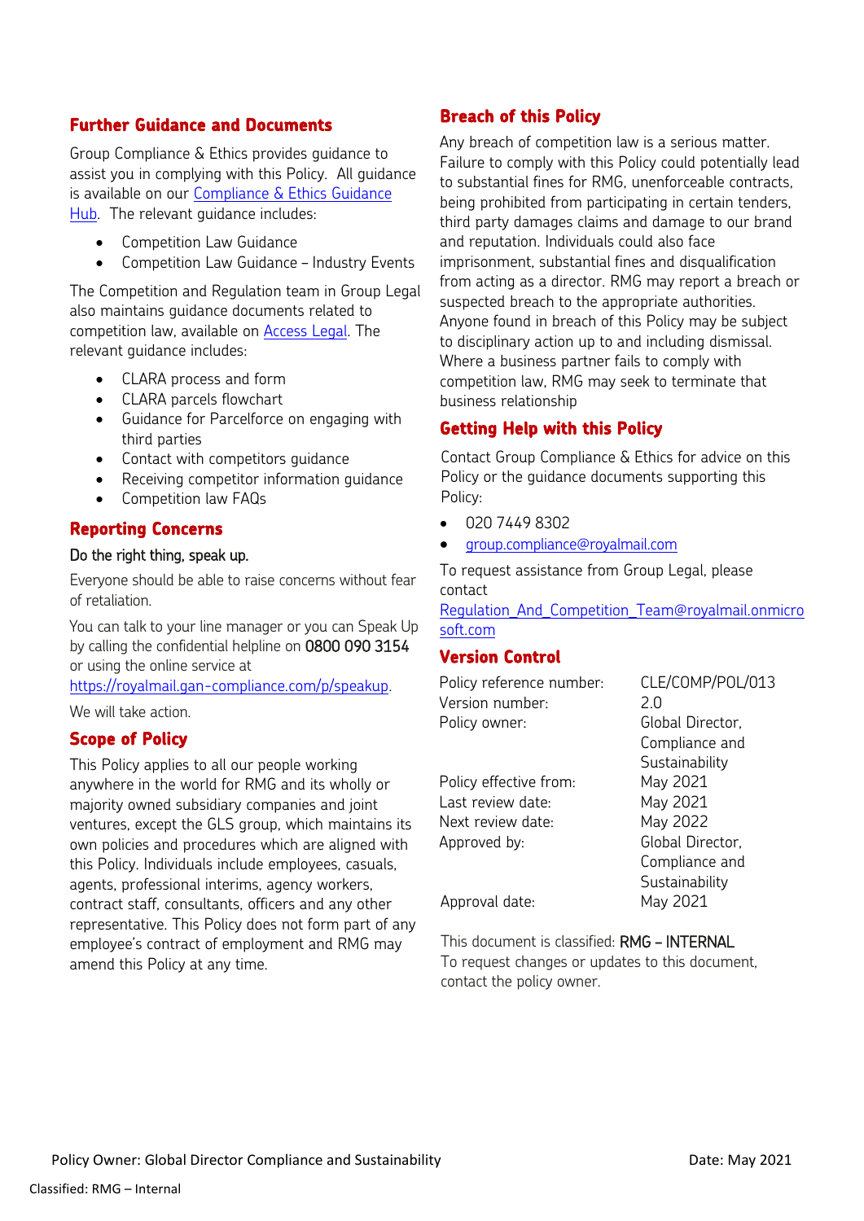## Further Guidance and Documents

Group Compliance & Ethics provides guidance to assist you in complying with this Policy. All guidance is available on our [Compliance & Ethics Guidance Hub](). The relevant guidance includes:

- Competition Law Guidance
- Competition Law Guidance – Industry Events

The Competition and Regulation team in Group Legal also maintains guidance documents related to competition law, available on [Access Legal](). The relevant guidance includes:

- CLARA process and form
- CLARA parcels flowchart
- Guidance for Parcelforce on engaging with third parties
- Contact with competitors guidance
- Receiving competitor information guidance
- Competition law FAQs

## Reporting Concerns

Do the right thing, speak up.

Everyone should be able to raise concerns without fear of retaliation.

You can talk to your line manager or you can Speak Up by calling the confidential helpline on **0800 090 3154** or using the online service at https://royalmail.gan-compliance.com/p/speakup.

We will take action.

## Scope of Policy

This Policy applies to all our people working anywhere in the world for RMG and its wholly or majority owned subsidiary companies and joint ventures, except the GLS group, which maintains its own policies and procedures which are aligned with this Policy. Individuals include employees, casuals, agents, professional interims, agency workers, contract staff, consultants, officers and any other representative. This Policy does not form part of any employee's contract of employment and RMG may amend this Policy at any time.

## Breach of this Policy

Any breach of competition law is a serious matter. Failure to comply with this Policy could potentially lead to substantial fines for RMG, unenforceable contracts, being prohibited from participating in certain tenders, third party damages claims and damage to our brand and reputation. Individuals could also face imprisonment, substantial fines and disqualification from acting as a director. RMG may report a breach or suspected breach to the appropriate authorities. Anyone found in breach of this Policy may be subject to disciplinary action up to and including dismissal. Where a business partner fails to comply with competition law, RMG may seek to terminate that business relationship

## Getting Help with this Policy

Contact Group Compliance & Ethics for advice on this Policy or the guidance documents supporting this Policy:

- 020 7449 8302
- group.compliance@royalmail.com

To request assistance from Group Legal, please contact Regulation_And_Competition_Team@royalmail.onmicrosoft.com

## Version Control

| | |
|---|---|
| Policy reference number: | CLE/COMP/POL/013 |
| Version number: | 2.0 |
| Policy owner: | Global Director, Compliance and Sustainability |
| Policy effective from: | May 2021 |
| Last review date: | May 2021 |
| Next review date: | May 2022 |
| Approved by: | Global Director, Compliance and Sustainability |
| Approval date: | May 2021 |

This document is classified: **RMG – INTERNAL**
To request changes or updates to this document, contact the policy owner.